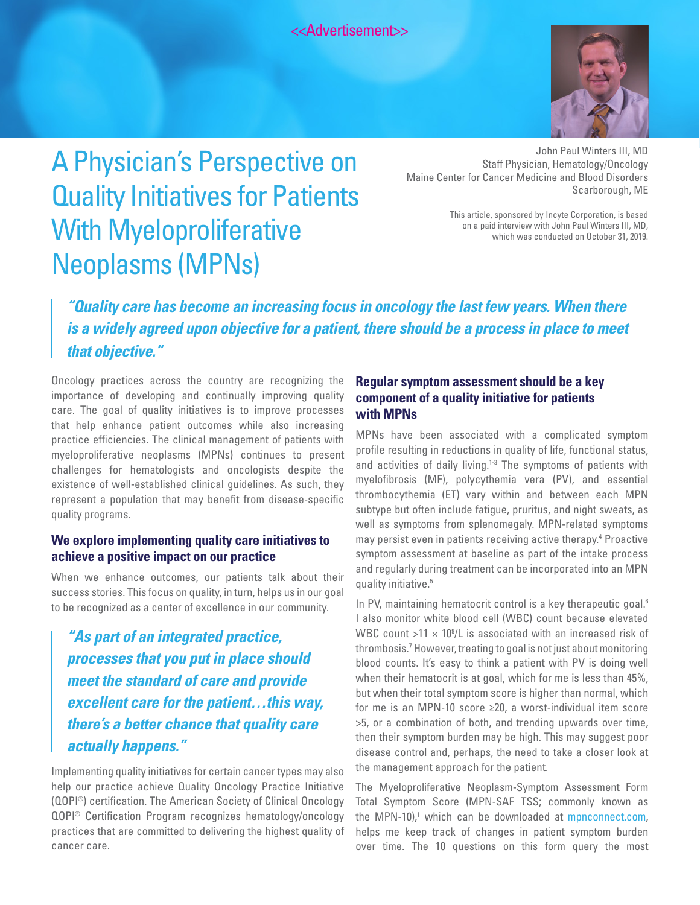<<Advertisement>>

# A Physician's Perspective on Quality Initiatives for Patients With Myeloproliferative Neoplasms (MPNs)

John Paul Winters III, MD
Staff Physician, Hematology/Oncology
Maine Center for Cancer Medicine and Blood Disorders
Scarborough, ME

This article, sponsored by Incyte Corporation, is based on a paid interview with John Paul Winters III, MD, which was conducted on October 31, 2019.

> ***"Quality care has become an increasing focus in oncology the last few years. When there is a widely agreed upon objective for a patient, there should be a process in place to meet that objective."***

Oncology practices across the country are recognizing the importance of developing and continually improving quality care. The goal of quality initiatives is to improve processes that help enhance patient outcomes while also increasing practice efficiencies. The clinical management of patients with myeloproliferative neoplasms (MPNs) continues to present challenges for hematologists and oncologists despite the existence of well-established clinical guidelines. As such, they represent a population that may benefit from disease-specific quality programs.

### We explore implementing quality care initiatives to achieve a positive impact on our practice

When we enhance outcomes, our patients talk about their success stories. This focus on quality, in turn, helps us in our goal to be recognized as a center of excellence in our community.

> ***"As part of an integrated practice, processes that you put in place should meet the standard of care and provide excellent care for the patient…this way, there's a better chance that quality care actually happens."***

Implementing quality initiatives for certain cancer types may also help our practice achieve Quality Oncology Practice Initiative (QOPI®) certification. The American Society of Clinical Oncology QOPI® Certification Program recognizes hematology/oncology practices that are committed to delivering the highest quality of cancer care.

### Regular symptom assessment should be a key component of a quality initiative for patients with MPNs

MPNs have been associated with a complicated symptom profile resulting in reductions in quality of life, functional status, and activities of daily living.[1-3] The symptoms of patients with myelofibrosis (MF), polycythemia vera (PV), and essential thrombocythemia (ET) vary within and between each MPN subtype but often include fatigue, pruritus, and night sweats, as well as symptoms from splenomegaly. MPN-related symptoms may persist even in patients receiving active therapy.[4] Proactive symptom assessment at baseline as part of the intake process and regularly during treatment can be incorporated into an MPN quality initiative.[5]

In PV, maintaining hematocrit control is a key therapeutic goal.[6] I also monitor white blood cell (WBC) count because elevated WBC count $>11 \times 10^9/L$ is associated with an increased risk of thrombosis.[7] However, treating to goal is not just about monitoring blood counts. It's easy to think a patient with PV is doing well when their hematocrit is at goal, which for me is less than 45%, but when their total symptom score is higher than normal, which for me is an MPN-10 score ≥20, a worst-individual item score >5, or a combination of both, and trending upwards over time, then their symptom burden may be high. This may suggest poor disease control and, perhaps, the need to take a closer look at the management approach for the patient.

The Myeloproliferative Neoplasm-Symptom Assessment Form Total Symptom Score (MPN-SAF TSS; commonly known as the MPN-10),[1] which can be downloaded at mpnconnect.com, helps me keep track of changes in patient symptom burden over time. The 10 questions on this form query the most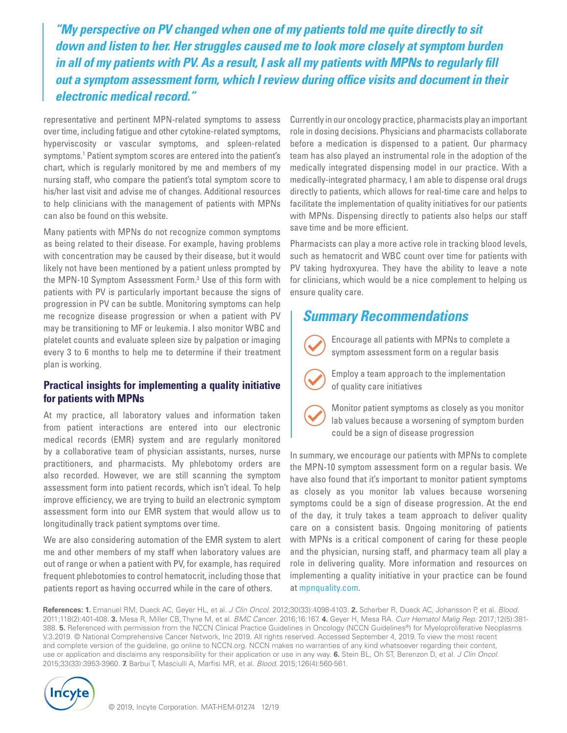*"My perspective on PV changed when one of my patients told me quite directly to sit down and listen to her. Her struggles caused me to look more closely at symptom burden in all of my patients with PV. As a result, I ask all my patients with MPNs to regularly fill out a symptom assessment form, which I review during office visits and document in their electronic medical record."*

representative and pertinent MPN-related symptoms to assess over time, including fatigue and other cytokine-related symptoms, hyperviscosity or vascular symptoms, and spleen-related symptoms.[1] Patient symptom scores are entered into the patient's chart, which is regularly monitored by me and members of my nursing staff, who compare the patient's total symptom score to his/her last visit and advise me of changes. Additional resources to help clinicians with the management of patients with MPNs can also be found on this website.

Many patients with MPNs do not recognize common symptoms as being related to their disease. For example, having problems with concentration may be caused by their disease, but it would likely not have been mentioned by a patient unless prompted by the MPN-10 Symptom Assessment Form.[3] Use of this form with patients with PV is particularly important because the signs of progression in PV can be subtle. Monitoring symptoms can help me recognize disease progression or when a patient with PV may be transitioning to MF or leukemia. I also monitor WBC and platelet counts and evaluate spleen size by palpation or imaging every 3 to 6 months to help me to determine if their treatment plan is working.

### Practical insights for implementing a quality initiative for patients with MPNs

At my practice, all laboratory values and information taken from patient interactions are entered into our electronic medical records (EMR) system and are regularly monitored by a collaborative team of physician assistants, nurses, nurse practitioners, and pharmacists. My phlebotomy orders are also recorded. However, we are still scanning the symptom assessment form into patient records, which isn't ideal. To help improve efficiency, we are trying to build an electronic symptom assessment form into our EMR system that would allow us to longitudinally track patient symptoms over time.

We are also considering automation of the EMR system to alert me and other members of my staff when laboratory values are out of range or when a patient with PV, for example, has required frequent phlebotomies to control hematocrit, including those that patients report as having occurred while in the care of others.

Currently in our oncology practice, pharmacists play an important role in dosing decisions. Physicians and pharmacists collaborate before a medication is dispensed to a patient. Our pharmacy team has also played an instrumental role in the adoption of the medically integrated dispensing model in our practice. With a medically-integrated pharmacy, I am able to dispense oral drugs directly to patients, which allows for real-time care and helps to facilitate the implementation of quality initiatives for our patients with MPNs. Dispensing directly to patients also helps our staff save time and be more efficient.

Pharmacists can play a more active role in tracking blood levels, such as hematocrit and WBC count over time for patients with PV taking hydroxyurea. They have the ability to leave a note for clinicians, which would be a nice complement to helping us ensure quality care.

## Summary Recommendations

- Encourage all patients with MPNs to complete a symptom assessment form on a regular basis
- Employ a team approach to the implementation of quality care initiatives
- Monitor patient symptoms as closely as you monitor lab values because a worsening of symptom burden could be a sign of disease progression

In summary, we encourage our patients with MPNs to complete the MPN-10 symptom assessment form on a regular basis. We have also found that it's important to monitor patient symptoms as closely as you monitor lab values because worsening symptoms could be a sign of disease progression. At the end of the day, it truly takes a team approach to deliver quality care on a consistent basis. Ongoing monitoring of patients with MPNs is a critical component of caring for these people and the physician, nursing staff, and pharmacy team all play a role in delivering quality. More information and resources on implementing a quality initiative in your practice can be found at mpnquality.com.

**References: 1.** Emanuel RM, Dueck AC, Geyer HL, et al. *J Clin Oncol.* 2012;30(33):4098-4103. **2.** Scherber R, Dueck AC, Johansson P, et al. *Blood.* 2011;118(2):401-408. **3.** Mesa R, Miller CB, Thyne M, et al. *BMC Cancer.* 2016;16:167. **4.** Geyer H, Mesa RA. *Curr Hematol Malig Rep.* 2017;12(5):381-388. **5.** Referenced with permission from the NCCN Clinical Practice Guidelines in Oncology (NCCN Guidelines®) for Myeloproliferative Neoplasms V.3.2019. © National Comprehensive Cancer Network, Inc 2019. All rights reserved. Accessed September 4, 2019. To view the most recent and complete version of the guideline, go online to NCCN.org. NCCN makes no warranties of any kind whatsoever regarding their content, use or application and disclaims any responsibility for their application or use in any way. **6.** Stein BL, Oh ST, Berenzon D, et al. *J Clin Oncol.* 2015;33(33):3953-3960. **7.** Barbui T, Masciulli A, Marfisi MR, et al. *Blood.* 2015;126(4):560-561.

Incyte

© 2019, Incyte Corporation. MAT-HEM-01274 12/19